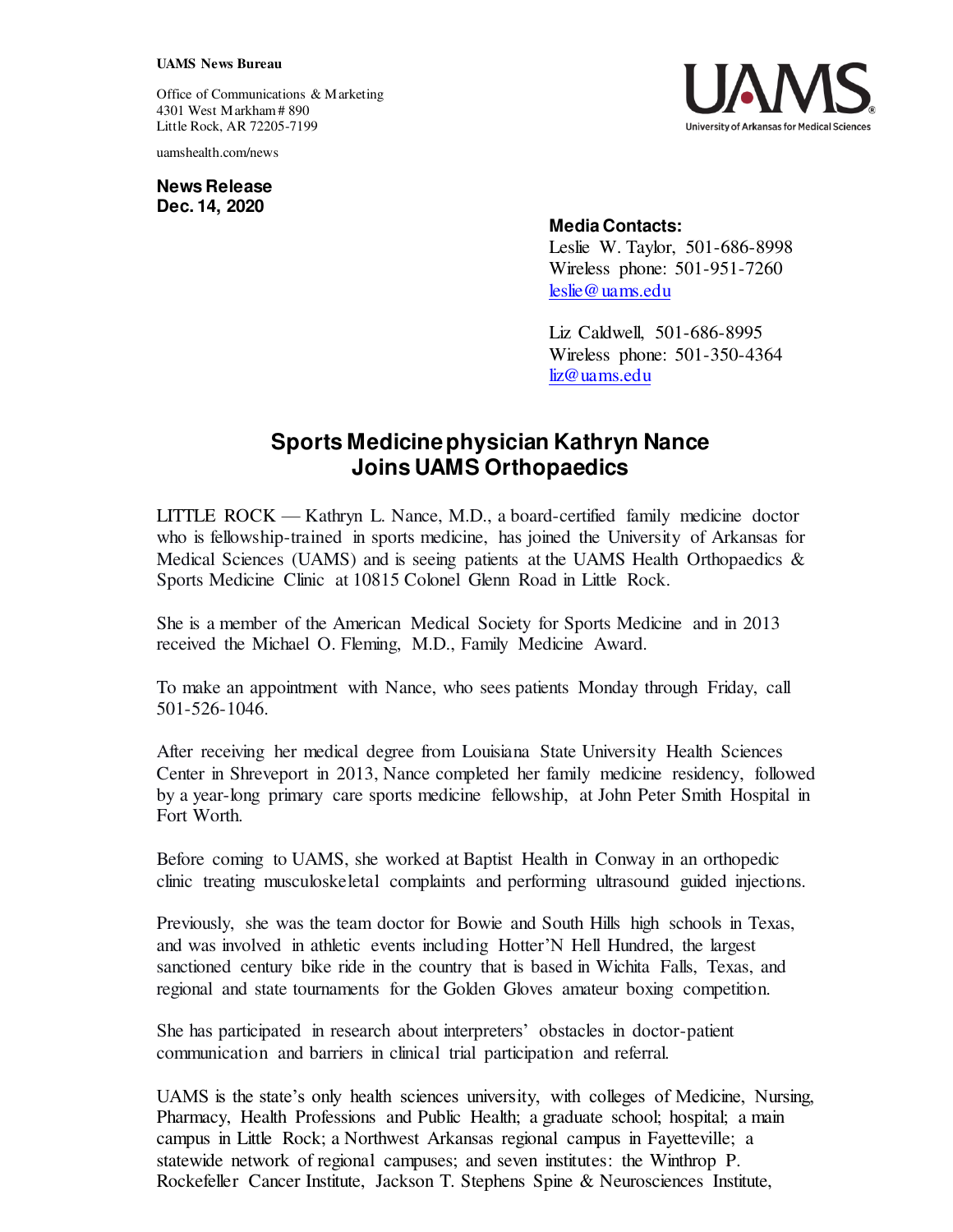**UAMS News Bureau**

Office of Communications & Marketing
4301 West Markham # 890
Little Rock, AR 72205-7199

uamshealth.com/news

**News Release**
**Dec. 14, 2020**

**Media Contacts:**
Leslie W. Taylor, 501-686-8998
Wireless phone: 501-951-7260
leslie@uams.edu

Liz Caldwell, 501-686-8995
Wireless phone: 501-350-4364
liz@uams.edu

# Sports Medicine physician Kathryn Nance Joins UAMS Orthopaedics

LITTLE ROCK — Kathryn L. Nance, M.D., a board-certified family medicine doctor who is fellowship-trained in sports medicine, has joined the University of Arkansas for Medical Sciences (UAMS) and is seeing patients at the UAMS Health Orthopaedics & Sports Medicine Clinic at 10815 Colonel Glenn Road in Little Rock.

She is a member of the American Medical Society for Sports Medicine and in 2013 received the Michael O. Fleming, M.D., Family Medicine Award.

To make an appointment with Nance, who sees patients Monday through Friday, call 501-526-1046.

After receiving her medical degree from Louisiana State University Health Sciences Center in Shreveport in 2013, Nance completed her family medicine residency, followed by a year-long primary care sports medicine fellowship, at John Peter Smith Hospital in Fort Worth.

Before coming to UAMS, she worked at Baptist Health in Conway in an orthopedic clinic treating musculoskeletal complaints and performing ultrasound guided injections.

Previously, she was the team doctor for Bowie and South Hills high schools in Texas, and was involved in athletic events including Hotter'N Hell Hundred, the largest sanctioned century bike ride in the country that is based in Wichita Falls, Texas, and regional and state tournaments for the Golden Gloves amateur boxing competition.

She has participated in research about interpreters' obstacles in doctor-patient communication and barriers in clinical trial participation and referral.

UAMS is the state's only health sciences university, with colleges of Medicine, Nursing, Pharmacy, Health Professions and Public Health; a graduate school; hospital; a main campus in Little Rock; a Northwest Arkansas regional campus in Fayetteville; a statewide network of regional campuses; and seven institutes: the Winthrop P. Rockefeller Cancer Institute, Jackson T. Stephens Spine & Neurosciences Institute,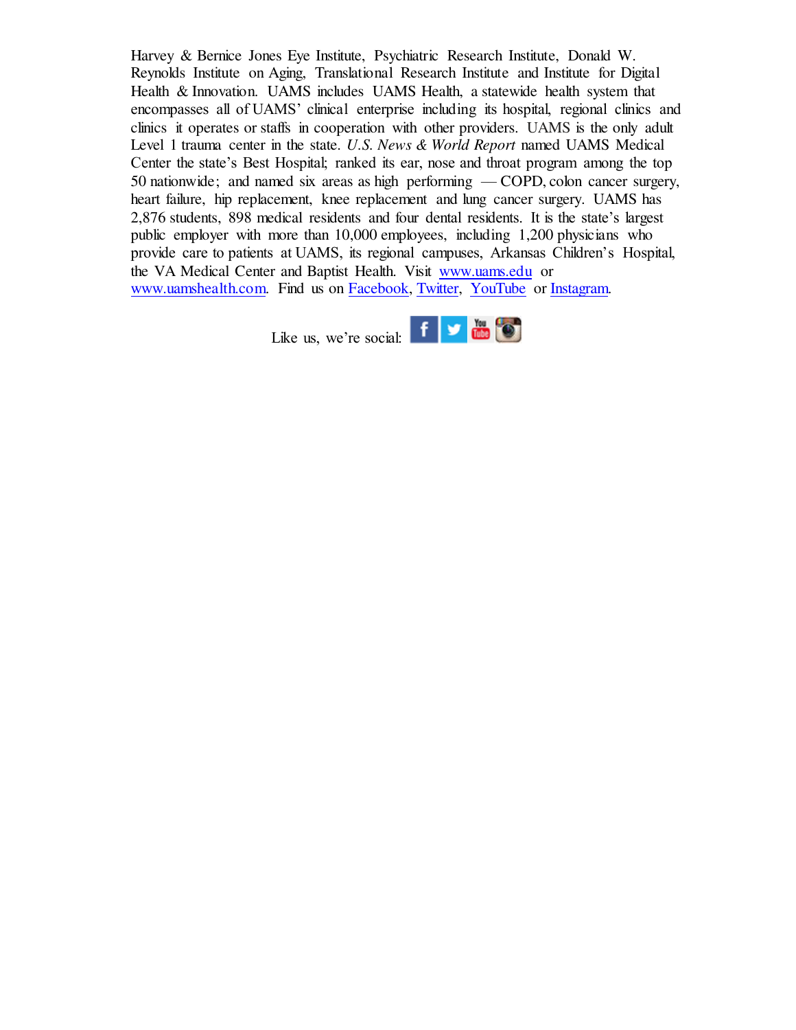Harvey & Bernice Jones Eye Institute, Psychiatric Research Institute, Donald W. Reynolds Institute on Aging, Translational Research Institute and Institute for Digital Health & Innovation. UAMS includes UAMS Health, a statewide health system that encompasses all of UAMS' clinical enterprise including its hospital, regional clinics and clinics it operates or staffs in cooperation with other providers. UAMS is the only adult Level 1 trauma center in the state. *U.S. News & World Report* named UAMS Medical Center the state's Best Hospital; ranked its ear, nose and throat program among the top 50 nationwide; and named six areas as high performing — COPD, colon cancer surgery, heart failure, hip replacement, knee replacement and lung cancer surgery. UAMS has 2,876 students, 898 medical residents and four dental residents. It is the state's largest public employer with more than 10,000 employees, including 1,200 physicians who provide care to patients at UAMS, its regional campuses, Arkansas Children's Hospital, the VA Medical Center and Baptist Health. Visit www.uams.edu or www.uamshealth.com. Find us on Facebook, Twitter, YouTube or Instagram.

Like us, we're social: